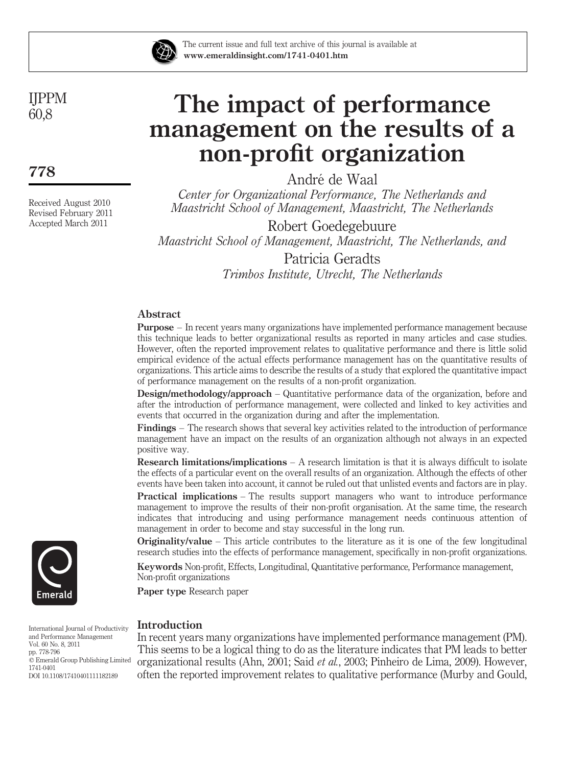The current issue and full text archive of this journal is available at **www.emeraldinsight.com/1741-0401.htm**

# The impact of performance management on the results of a non-profit organization

André de Waal

*Center for Organizational Performance, The Netherlands and Maastricht School of Management, Maastricht, The Netherlands*

Robert Goedegebuure

*Maastricht School of Management, Maastricht, The Netherlands, and*

Patricia Geradts

*Trimbos Institute, Utrecht, The Netherlands*

Received August 2010
Revised February 2011
Accepted March 2011

## Abstract

**Purpose** – In recent years many organizations have implemented performance management because this technique leads to better organizational results as reported in many articles and case studies. However, often the reported improvement relates to qualitative performance and there is little solid empirical evidence of the actual effects performance management has on the quantitative results of organizations. This article aims to describe the results of a study that explored the quantitative impact of performance management on the results of a non-profit organization.

**Design/methodology/approach** – Quantitative performance data of the organization, before and after the introduction of performance management, were collected and linked to key activities and events that occurred in the organization during and after the implementation.

**Findings** – The research shows that several key activities related to the introduction of performance management have an impact on the results of an organization although not always in an expected positive way.

**Research limitations/implications** – A research limitation is that it is always difficult to isolate the effects of a particular event on the overall results of an organization. Although the effects of other events have been taken into account, it cannot be ruled out that unlisted events and factors are in play.

**Practical implications** – The results support managers who want to introduce performance management to improve the results of their non-profit organisation. At the same time, the research indicates that introducing and using performance management needs continuous attention of management in order to become and stay successful in the long run.

**Originality/value** – This article contributes to the literature as it is one of the few longitudinal research studies into the effects of performance management, specifically in non-profit organizations.

**Keywords** Non-profit, Effects, Longitudinal, Quantitative performance, Performance management, Non-profit organizations

**Paper type** Research paper

International Journal of Productivity and Performance Management
Vol. 60 No. 8, 2011
pp. 778-796
© Emerald Group Publishing Limited
1741-0401
DOI 10.1108/17410401111182189

## Introduction

In recent years many organizations have implemented performance management (PM). This seems to be a logical thing to do as the literature indicates that PM leads to better organizational results (Ahn, 2001; Said *et al.*, 2003; Pinheiro de Lima, 2009). However, often the reported improvement relates to qualitative performance (Murby and Gould,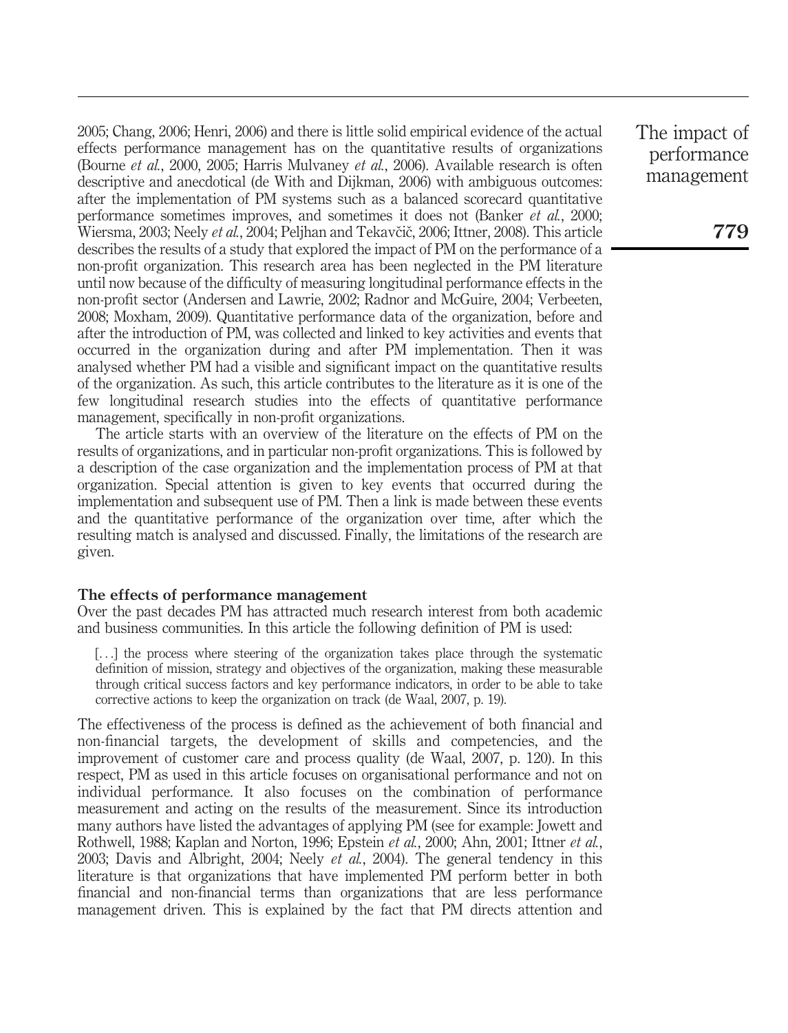2005; Chang, 2006; Henri, 2006) and there is little solid empirical evidence of the actual effects performance management has on the quantitative results of organizations (Bourne *et al.*, 2000, 2005; Harris Mulvaney *et al.*, 2006). Available research is often descriptive and anecdotical (de With and Dijkman, 2006) with ambiguous outcomes: after the implementation of PM systems such as a balanced scorecard quantitative performance sometimes improves, and sometimes it does not (Banker *et al.*, 2000; Wiersma, 2003; Neely *et al.*, 2004; Peljhan and Tekavčič, 2006; Ittner, 2008). This article describes the results of a study that explored the impact of PM on the performance of a non-profit organization. This research area has been neglected in the PM literature until now because of the difficulty of measuring longitudinal performance effects in the non-profit sector (Andersen and Lawrie, 2002; Radnor and McGuire, 2004; Verbeeten, 2008; Moxham, 2009). Quantitative performance data of the organization, before and after the introduction of PM, was collected and linked to key activities and events that occurred in the organization during and after PM implementation. Then it was analysed whether PM had a visible and significant impact on the quantitative results of the organization. As such, this article contributes to the literature as it is one of the few longitudinal research studies into the effects of quantitative performance management, specifically in non-profit organizations.

The article starts with an overview of the literature on the effects of PM on the results of organizations, and in particular non-profit organizations. This is followed by a description of the case organization and the implementation process of PM at that organization. Special attention is given to key events that occurred during the implementation and subsequent use of PM. Then a link is made between these events and the quantitative performance of the organization over time, after which the resulting match is analysed and discussed. Finally, the limitations of the research are given.

## The effects of performance management

Over the past decades PM has attracted much research interest from both academic and business communities. In this article the following definition of PM is used:

> [...] the process where steering of the organization takes place through the systematic definition of mission, strategy and objectives of the organization, making these measurable through critical success factors and key performance indicators, in order to be able to take corrective actions to keep the organization on track (de Waal, 2007, p. 19).

The effectiveness of the process is defined as the achievement of both financial and non-financial targets, the development of skills and competencies, and the improvement of customer care and process quality (de Waal, 2007, p. 120). In this respect, PM as used in this article focuses on organisational performance and not on individual performance. It also focuses on the combination of performance measurement and acting on the results of the measurement. Since its introduction many authors have listed the advantages of applying PM (see for example: Jowett and Rothwell, 1988; Kaplan and Norton, 1996; Epstein *et al.*, 2000; Ahn, 2001; Ittner *et al.*, 2003; Davis and Albright, 2004; Neely *et al.*, 2004). The general tendency in this literature is that organizations that have implemented PM perform better in both financial and non-financial terms than organizations that are less performance management driven. This is explained by the fact that PM directs attention and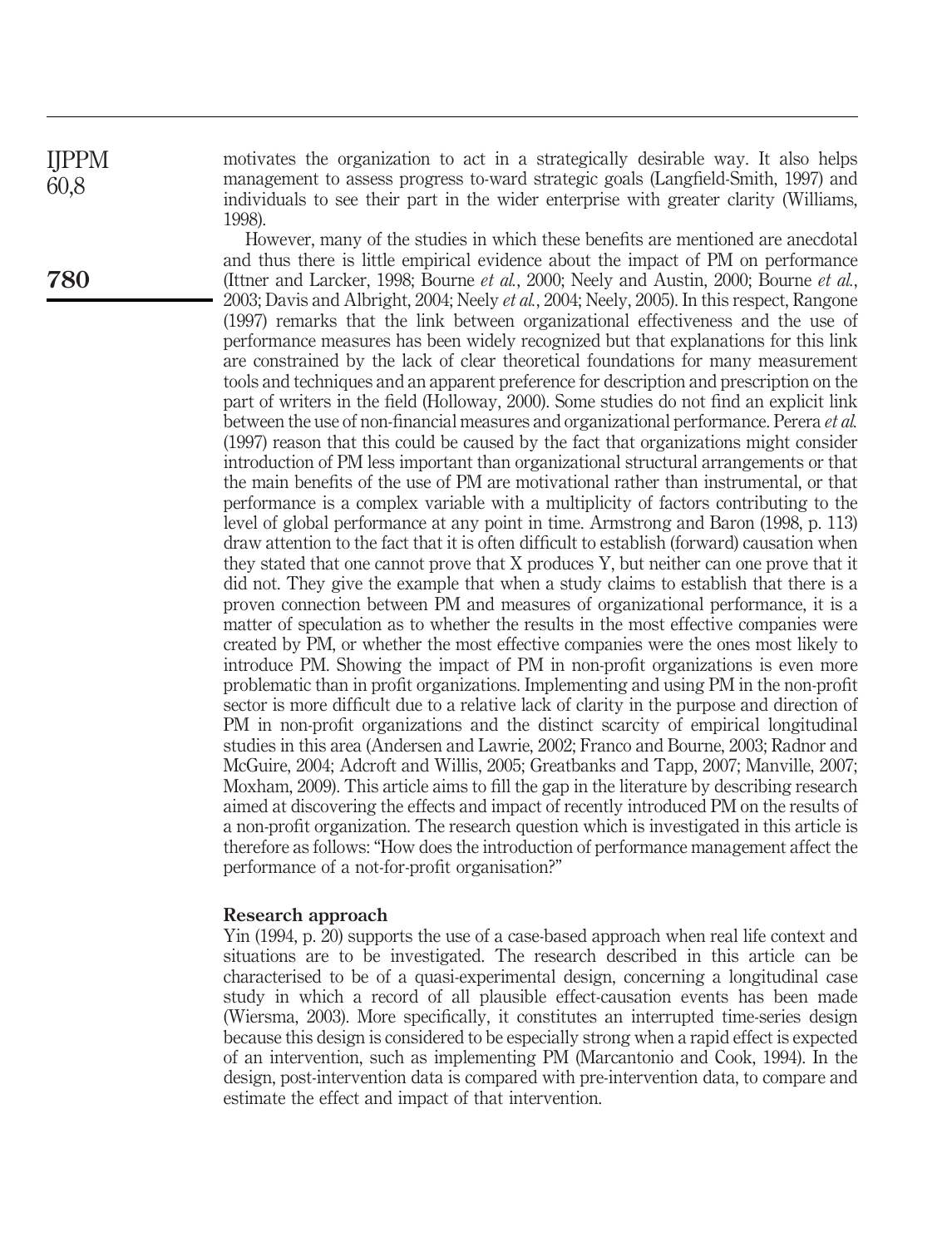motivates the organization to act in a strategically desirable way. It also helps management to assess progress to-ward strategic goals (Langfield-Smith, 1997) and individuals to see their part in the wider enterprise with greater clarity (Williams, 1998).

However, many of the studies in which these benefits are mentioned are anecdotal and thus there is little empirical evidence about the impact of PM on performance (Ittner and Larcker, 1998; Bourne *et al.*, 2000; Neely and Austin, 2000; Bourne *et al.*, 2003; Davis and Albright, 2004; Neely *et al.*, 2004; Neely, 2005). In this respect, Rangone (1997) remarks that the link between organizational effectiveness and the use of performance measures has been widely recognized but that explanations for this link are constrained by the lack of clear theoretical foundations for many measurement tools and techniques and an apparent preference for description and prescription on the part of writers in the field (Holloway, 2000). Some studies do not find an explicit link between the use of non-financial measures and organizational performance. Perera *et al.* (1997) reason that this could be caused by the fact that organizations might consider introduction of PM less important than organizational structural arrangements or that the main benefits of the use of PM are motivational rather than instrumental, or that performance is a complex variable with a multiplicity of factors contributing to the level of global performance at any point in time. Armstrong and Baron (1998, p. 113) draw attention to the fact that it is often difficult to establish (forward) causation when they stated that one cannot prove that X produces Y, but neither can one prove that it did not. They give the example that when a study claims to establish that there is a proven connection between PM and measures of organizational performance, it is a matter of speculation as to whether the results in the most effective companies were created by PM, or whether the most effective companies were the ones most likely to introduce PM. Showing the impact of PM in non-profit organizations is even more problematic than in profit organizations. Implementing and using PM in the non-profit sector is more difficult due to a relative lack of clarity in the purpose and direction of PM in non-profit organizations and the distinct scarcity of empirical longitudinal studies in this area (Andersen and Lawrie, 2002; Franco and Bourne, 2003; Radnor and McGuire, 2004; Adcroft and Willis, 2005; Greatbanks and Tapp, 2007; Manville, 2007; Moxham, 2009). This article aims to fill the gap in the literature by describing research aimed at discovering the effects and impact of recently introduced PM on the results of a non-profit organization. The research question which is investigated in this article is therefore as follows: "How does the introduction of performance management affect the performance of a not-for-profit organisation?"

## Research approach

Yin (1994, p. 20) supports the use of a case-based approach when real life context and situations are to be investigated. The research described in this article can be characterised to be of a quasi-experimental design, concerning a longitudinal case study in which a record of all plausible effect-causation events has been made (Wiersma, 2003). More specifically, it constitutes an interrupted time-series design because this design is considered to be especially strong when a rapid effect is expected of an intervention, such as implementing PM (Marcantonio and Cook, 1994). In the design, post-intervention data is compared with pre-intervention data, to compare and estimate the effect and impact of that intervention.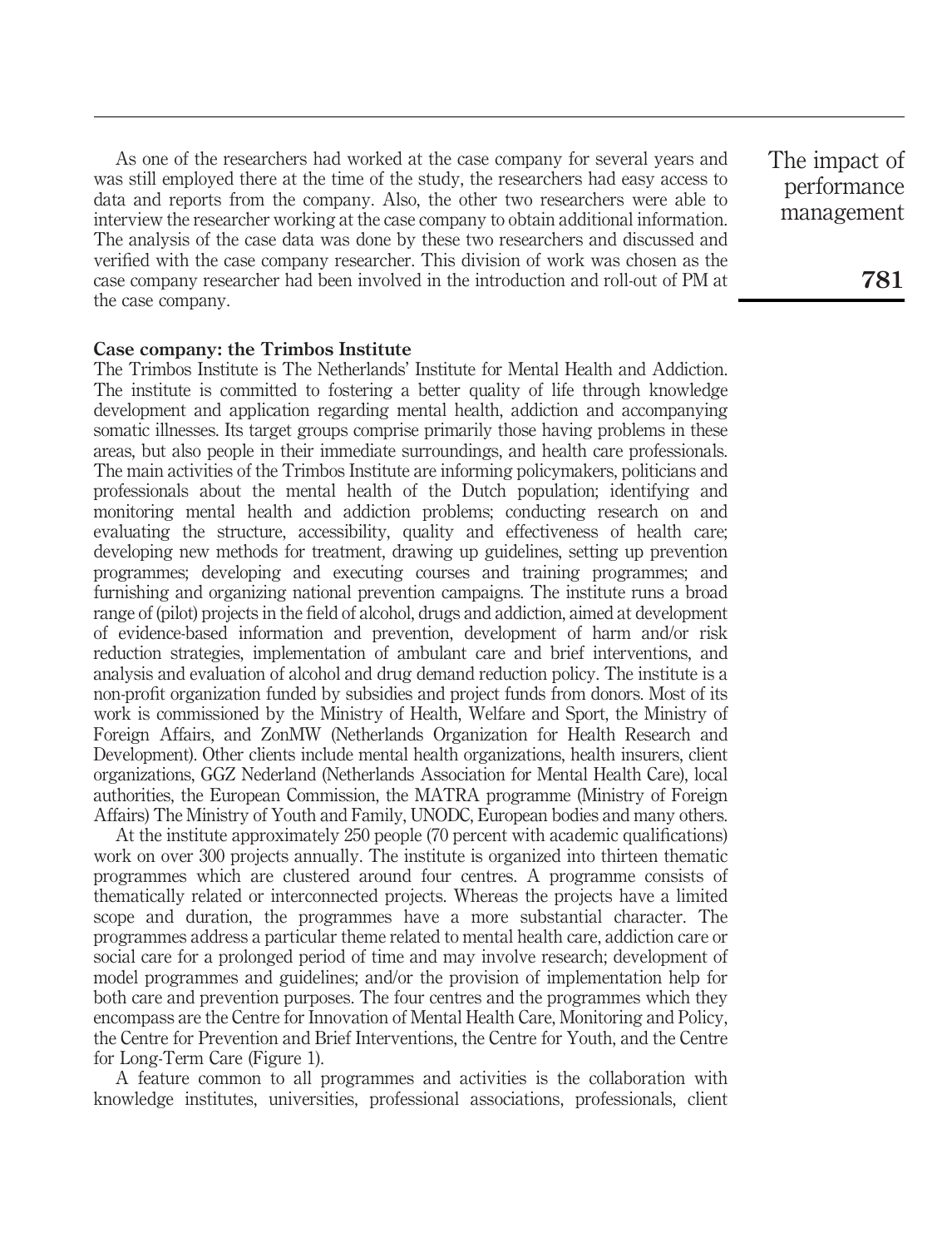As one of the researchers had worked at the case company for several years and was still employed there at the time of the study, the researchers had easy access to data and reports from the company. Also, the other two researchers were able to interview the researcher working at the case company to obtain additional information. The analysis of the case data was done by these two researchers and discussed and verified with the case company researcher. This division of work was chosen as the case company researcher had been involved in the introduction and roll-out of PM at the case company.

### Case company: the Trimbos Institute

The Trimbos Institute is The Netherlands' Institute for Mental Health and Addiction. The institute is committed to fostering a better quality of life through knowledge development and application regarding mental health, addiction and accompanying somatic illnesses. Its target groups comprise primarily those having problems in these areas, but also people in their immediate surroundings, and health care professionals. The main activities of the Trimbos Institute are informing policymakers, politicians and professionals about the mental health of the Dutch population; identifying and monitoring mental health and addiction problems; conducting research on and evaluating the structure, accessibility, quality and effectiveness of health care; developing new methods for treatment, drawing up guidelines, setting up prevention programmes; developing and executing courses and training programmes; and furnishing and organizing national prevention campaigns. The institute runs a broad range of (pilot) projects in the field of alcohol, drugs and addiction, aimed at development of evidence-based information and prevention, development of harm and/or risk reduction strategies, implementation of ambulant care and brief interventions, and analysis and evaluation of alcohol and drug demand reduction policy. The institute is a non-profit organization funded by subsidies and project funds from donors. Most of its work is commissioned by the Ministry of Health, Welfare and Sport, the Ministry of Foreign Affairs, and ZonMW (Netherlands Organization for Health Research and Development). Other clients include mental health organizations, health insurers, client organizations, GGZ Nederland (Netherlands Association for Mental Health Care), local authorities, the European Commission, the MATRA programme (Ministry of Foreign Affairs) The Ministry of Youth and Family, UNODC, European bodies and many others.

At the institute approximately 250 people (70 percent with academic qualifications) work on over 300 projects annually. The institute is organized into thirteen thematic programmes which are clustered around four centres. A programme consists of thematically related or interconnected projects. Whereas the projects have a limited scope and duration, the programmes have a more substantial character. The programmes address a particular theme related to mental health care, addiction care or social care for a prolonged period of time and may involve research; development of model programmes and guidelines; and/or the provision of implementation help for both care and prevention purposes. The four centres and the programmes which they encompass are the Centre for Innovation of Mental Health Care, Monitoring and Policy, the Centre for Prevention and Brief Interventions, the Centre for Youth, and the Centre for Long-Term Care (Figure 1).

A feature common to all programmes and activities is the collaboration with knowledge institutes, universities, professional associations, professionals, client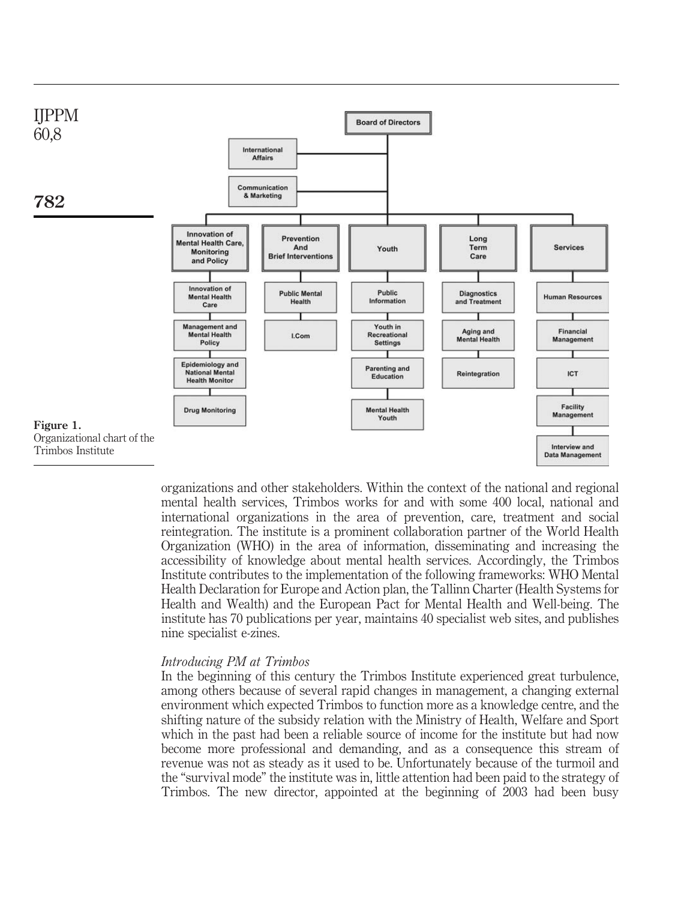- Board of Directors
  - International Affairs
  - Communication & Marketing
  - Innovation of Mental Health Care, Monitoring and Policy
    - Innovation of Mental Health Care
    - Management and Mental Health Policy
    - Epidemiology and National Mental Health Monitor
    - Drug Monitoring
  - Prevention And Brief Interventions
    - Public Mental Health
    - I.Com
  - Youth
    - Public Information
    - Youth in Recreational Settings
    - Parenting and Education
    - Mental Health Youth
  - Long Term Care
    - Diagnostics and Treatment
    - Aging and Mental Health
    - Reintegration
  - Services
    - Human Resources
    - Financial Management
    - ICT
    - Facility Management
    - Interview and Data Management

**Figure 1.** Organizational chart of the Trimbos Institute

organizations and other stakeholders. Within the context of the national and regional mental health services, Trimbos works for and with some 400 local, national and international organizations in the area of prevention, care, treatment and social reintegration. The institute is a prominent collaboration partner of the World Health Organization (WHO) in the area of information, disseminating and increasing the accessibility of knowledge about mental health services. Accordingly, the Trimbos Institute contributes to the implementation of the following frameworks: WHO Mental Health Declaration for Europe and Action plan, the Tallinn Charter (Health Systems for Health and Wealth) and the European Pact for Mental Health and Well-being. The institute has 70 publications per year, maintains 40 specialist web sites, and publishes nine specialist e-zines.

### *Introducing PM at Trimbos*

In the beginning of this century the Trimbos Institute experienced great turbulence, among others because of several rapid changes in management, a changing external environment which expected Trimbos to function more as a knowledge centre, and the shifting nature of the subsidy relation with the Ministry of Health, Welfare and Sport which in the past had been a reliable source of income for the institute but had now become more professional and demanding, and as a consequence this stream of revenue was not as steady as it used to be. Unfortunately because of the turmoil and the "survival mode" the institute was in, little attention had been paid to the strategy of Trimbos. The new director, appointed at the beginning of 2003 had been busy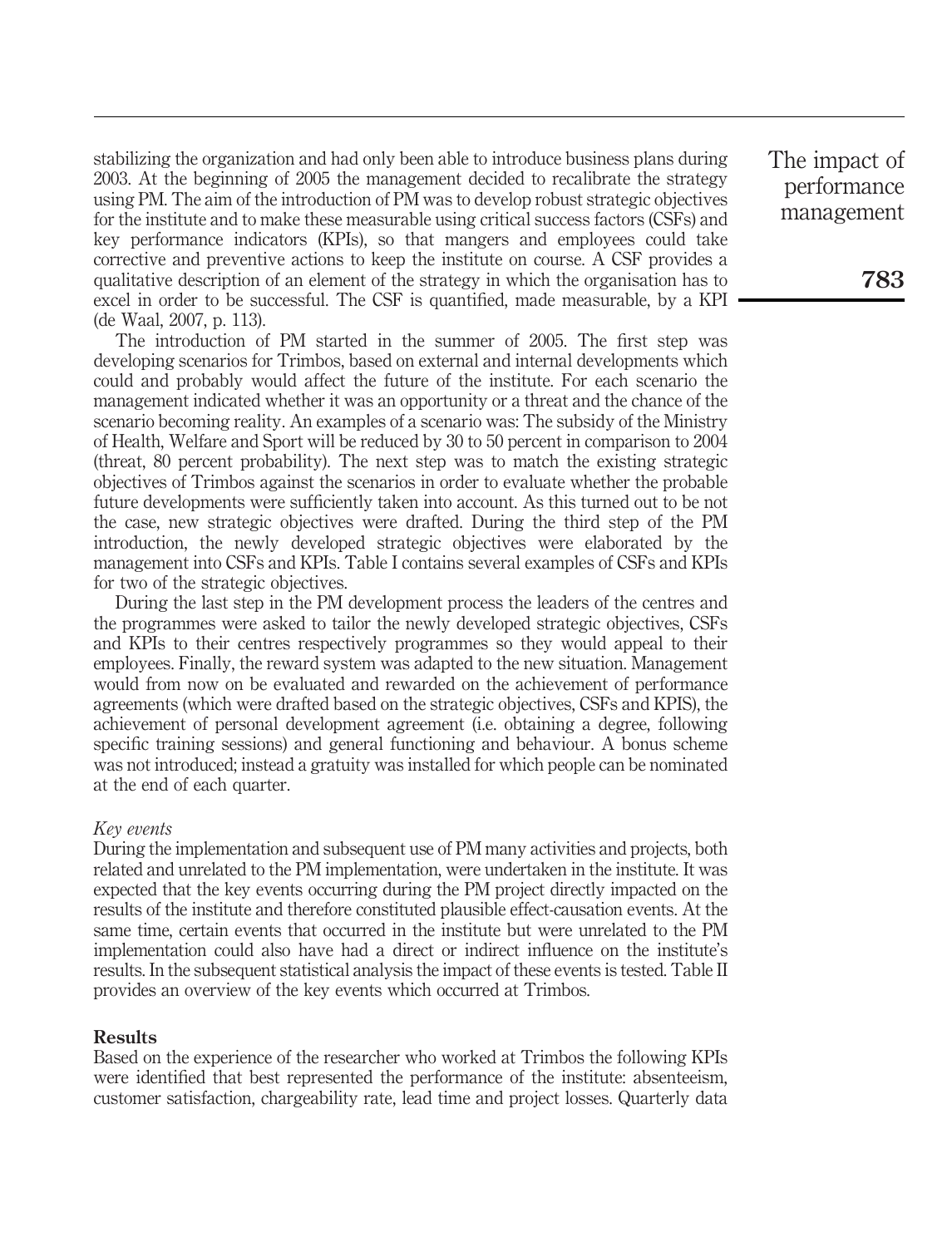stabilizing the organization and had only been able to introduce business plans during 2003. At the beginning of 2005 the management decided to recalibrate the strategy using PM. The aim of the introduction of PM was to develop robust strategic objectives for the institute and to make these measurable using critical success factors (CSFs) and key performance indicators (KPIs), so that mangers and employees could take corrective and preventive actions to keep the institute on course. A CSF provides a qualitative description of an element of the strategy in which the organisation has to excel in order to be successful. The CSF is quantified, made measurable, by a KPI (de Waal, 2007, p. 113).

The introduction of PM started in the summer of 2005. The first step was developing scenarios for Trimbos, based on external and internal developments which could and probably would affect the future of the institute. For each scenario the management indicated whether it was an opportunity or a threat and the chance of the scenario becoming reality. An examples of a scenario was: The subsidy of the Ministry of Health, Welfare and Sport will be reduced by 30 to 50 percent in comparison to 2004 (threat, 80 percent probability). The next step was to match the existing strategic objectives of Trimbos against the scenarios in order to evaluate whether the probable future developments were sufficiently taken into account. As this turned out to be not the case, new strategic objectives were drafted. During the third step of the PM introduction, the newly developed strategic objectives were elaborated by the management into CSFs and KPIs. Table I contains several examples of CSFs and KPIs for two of the strategic objectives.

During the last step in the PM development process the leaders of the centres and the programmes were asked to tailor the newly developed strategic objectives, CSFs and KPIs to their centres respectively programmes so they would appeal to their employees. Finally, the reward system was adapted to the new situation. Management would from now on be evaluated and rewarded on the achievement of performance agreements (which were drafted based on the strategic objectives, CSFs and KPIS), the achievement of personal development agreement (i.e. obtaining a degree, following specific training sessions) and general functioning and behaviour. A bonus scheme was not introduced; instead a gratuity was installed for which people can be nominated at the end of each quarter.

*Key events*

During the implementation and subsequent use of PM many activities and projects, both related and unrelated to the PM implementation, were undertaken in the institute. It was expected that the key events occurring during the PM project directly impacted on the results of the institute and therefore constituted plausible effect-causation events. At the same time, certain events that occurred in the institute but were unrelated to the PM implementation could also have had a direct or indirect influence on the institute's results. In the subsequent statistical analysis the impact of these events is tested. Table II provides an overview of the key events which occurred at Trimbos.

## Results

Based on the experience of the researcher who worked at Trimbos the following KPIs were identified that best represented the performance of the institute: absenteeism, customer satisfaction, chargeability rate, lead time and project losses. Quarterly data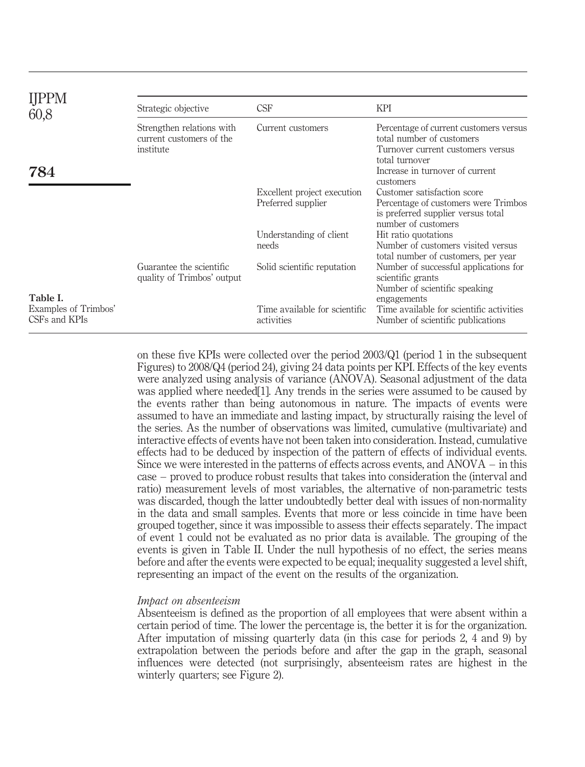| Strategic objective | CSF | KPI |
|---|---|---|
| Strengthen relations with current customers of the institute | Current customers | Percentage of current customers versus total number of customers |
| | | Turnover current customers versus total turnover |
| | | Increase in turnover of current customers |
| | Excellent project execution | Customer satisfaction score |
| | Preferred supplier | Percentage of customers were Trimbos is preferred supplier versus total number of customers |
| | Understanding of client needs | Hit ratio quotations |
| | | Number of customers visited versus total number of customers, per year |
| Guarantee the scientific quality of Trimbos' output | Solid scientific reputation | Number of successful applications for scientific grants |
| | | Number of scientific speaking engagements |
| | Time available for scientific activities | Time available for scientific activities |
| | | Number of scientific publications |

Table I. Examples of Trimbos' CSFs and KPIs

on these five KPIs were collected over the period 2003/Q1 (period 1 in the subsequent Figures) to 2008/Q4 (period 24), giving 24 data points per KPI. Effects of the key events were analyzed using analysis of variance (ANOVA). Seasonal adjustment of the data was applied where needed[1]. Any trends in the series were assumed to be caused by the events rather than being autonomous in nature. The impacts of events were assumed to have an immediate and lasting impact, by structurally raising the level of the series. As the number of observations was limited, cumulative (multivariate) and interactive effects of events have not been taken into consideration. Instead, cumulative effects had to be deduced by inspection of the pattern of effects of individual events. Since we were interested in the patterns of effects across events, and ANOVA – in this case – proved to produce robust results that takes into consideration the (interval and ratio) measurement levels of most variables, the alternative of non-parametric tests was discarded, though the latter undoubtedly better deal with issues of non-normality in the data and small samples. Events that more or less coincide in time have been grouped together, since it was impossible to assess their effects separately. The impact of event 1 could not be evaluated as no prior data is available. The grouping of the events is given in Table II. Under the null hypothesis of no effect, the series means before and after the events were expected to be equal; inequality suggested a level shift, representing an impact of the event on the results of the organization.

*Impact on absenteeism*

Absenteeism is defined as the proportion of all employees that were absent within a certain period of time. The lower the percentage is, the better it is for the organization. After imputation of missing quarterly data (in this case for periods 2, 4 and 9) by extrapolation between the periods before and after the gap in the graph, seasonal influences were detected (not surprisingly, absenteeism rates are highest in the winterly quarters; see Figure 2).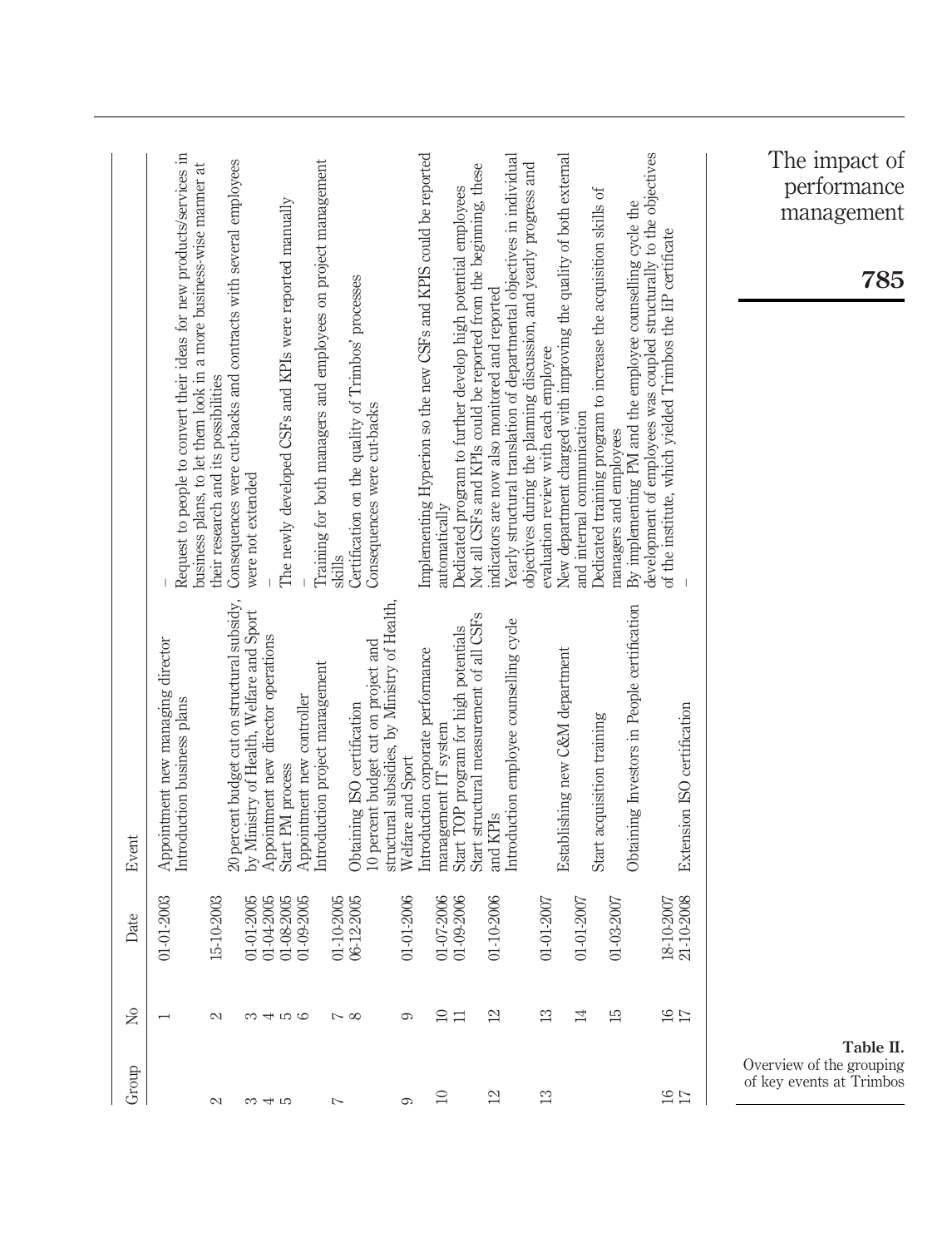Table II. Overview of the grouping of key events at Trimbos

| Group | No | Date | Event | |
|---|---|---|---|---|
| | 1 | 01-01-2003 | Appointment new managing director | – |
| 2 | 2 | 15-10-2003 | Introduction business plans | Request to people to convert their ideas for new products/services in business plans, to let them look in a more business-wise manner at their research and its possibilities |
| 3 | 3 | 01-01-2005 | 20 percent budget cut on structural subsidy, by Ministry of Health, Welfare and Sport | Consequences were cut-backs and contracts with several employees were not extended |
| 4 | 4 | 01-04-2005 | Appointment new director operations | – |
| 5 | 5 | 01-08-2005 | Start PM process | The newly developed CSFs and KPIs were reported manually |
| | 6 | 01-09-2005 | Appointment new controller | – |
| 7 | 7 | 01-10-2005 | Introduction project management | Training for both managers and employees on project management skills |
| | 8 | 06-12-2005 | Obtaining ISO certification | Certification on the quality of Trimbos' processes |
| 9 | 9 | 01-01-2006 | 10 percent budget cut on project and structural subsidies, by Ministry of Health, Welfare and Sport | Consequences were cut-backs |
| 10 | 10 | 01-07-2006 | Introduction corporate performance management IT system | Implementing Hyperion so the new CSFs and KPIS could be reported automatically |
| | 11 | 01-09-2006 | Start TOP program for high potentials | Dedicated program to further develop high potential employees |
| 12 | 12 | 01-10-2006 | Start structural measurement of all CSFs and KPIs | Not all CSFs and KPIs could be reported from the beginning, these indicators are now also monitored and reported |
| 13 | 13 | 01-01-2007 | Introduction employee counselling cycle | Yearly structural translation of departmental objectives in individual objectives during the planning discussion, and yearly progress and evaluation review with each employee |
| | 14 | 01-01-2007 | Establishing new C&M department | New department charged with improving the quality of both external and internal communication |
| | 15 | 01-03-2007 | Start acquisition training | Dedicated training program to increase the acquisition skills of managers and employees |
| 16 | 16 | 18-10-2007 | Obtaining Investors in People certification | By implementing PM and the employee counselling cycle the development of employees was coupled structurally to the objectives of the institute, which yielded Trimbos the IiP certificate |
| 17 | 17 | 21-10-2008 | Extension ISO certification | – |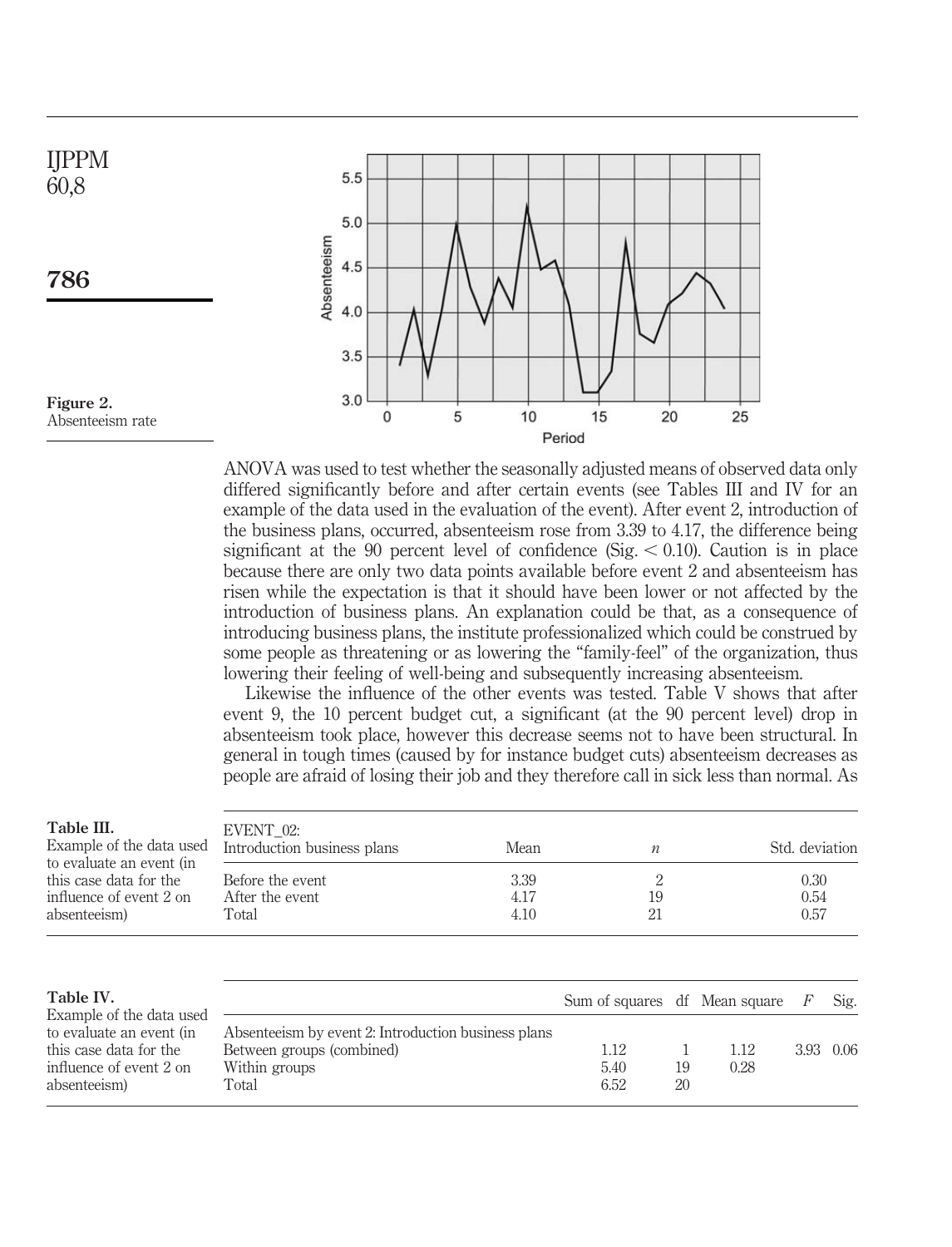Figure 2.
Absenteeism rate

ANOVA was used to test whether the seasonally adjusted means of observed data only differed significantly before and after certain events (see Tables III and IV for an example of the data used in the evaluation of the event). After event 2, introduction of the business plans, occurred, absenteeism rose from 3.39 to 4.17, the difference being significant at the 90 percent level of confidence (Sig. $< 0.10$). Caution is in place because there are only two data points available before event 2 and absenteeism has risen while the expectation is that it should have been lower or not affected by the introduction of business plans. An explanation could be that, as a consequence of introducing business plans, the institute professionalized which could be construed by some people as threatening or as lowering the "family-feel" of the organization, thus lowering their feeling of well-being and subsequently increasing absenteeism.

Likewise the influence of the other events was tested. Table V shows that after event 9, the 10 percent budget cut, a significant (at the 90 percent level) drop in absenteeism took place, however this decrease seems not to have been structural. In general in tough times (caused by for instance budget cuts) absenteeism decreases as people are afraid of losing their job and they therefore call in sick less than normal. As

Table III.
Example of the data used to evaluate an event (in this case data for the influence of event 2 on absenteeism)

| EVENT_02: Introduction business plans | Mean | $n$ | Std. deviation |
|---|---|---|---|
| Before the event | 3.39 | 2 | 0.30 |
| After the event | 4.17 | 19 | 0.54 |
| Total | 4.10 | 21 | 0.57 |

Table IV.
Example of the data used to evaluate an event (in this case data for the influence of event 2 on absenteeism)

| | Sum of squares | df | Mean square | $F$ | Sig. |
|---|---|---|---|---|---|
| Absenteeism by event 2: Introduction business plans | | | | | |
| Between groups (combined) | 1.12 | 1 | 1.12 | 3.93 | 0.06 |
| Within groups | 5.40 | 19 | 0.28 | | |
| Total | 6.52 | 20 | | | |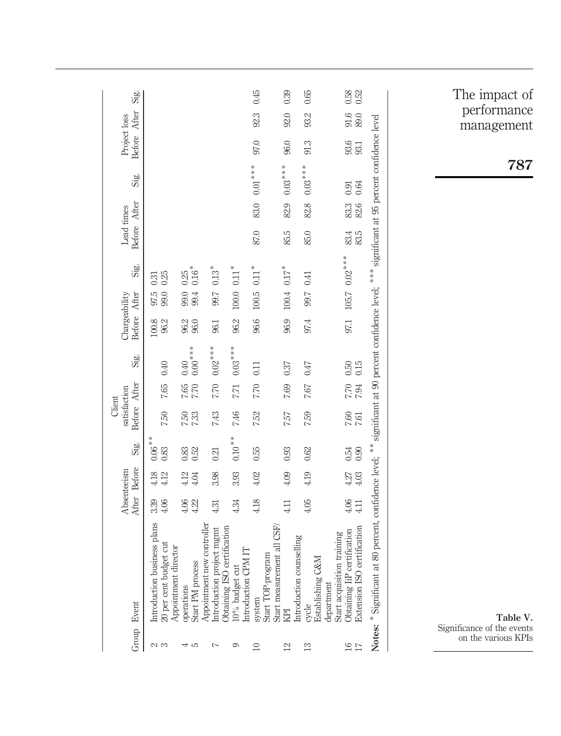**Table V.** Significance of the events on the various KPIs

| Group | Event | Absenteeism After | Absenteeism Before | Sig. | Client satisfaction Before | Client satisfaction After | Sig. | Chargeability Before | Chargeability After | Sig. | Lead times Before | Lead times After | Sig. | Project loss Before | Project loss After | Sig. |
|---|---|---|---|---|---|---|---|---|---|---|---|---|---|---|---|---|
| 2 | Introduction business plans | 3.39 | 4.18 | 0.06** | | | | 100.8 | 97.5 | 0.31 | | | | | | |
| 3 | 20 per cent budget cut | 4.06 | 4.12 | 0.83 | 7.50 | 7.65 | 0.40 | 96.2 | 99.0 | 0.25 | | | | | | |
| 4 | Appointment director operations | 4.06 | 4.12 | 0.83 | 7.50 | 7.65 | 0.40 | 96.2 | 99.0 | 0.25 | | | | | | |
| 5 | Start PM process | 4.22 | 4.04 | 0.52 | 7.33 | 7.70 | 0.00*** | 96.0 | 99.4 | 0.16* | | | | | | |
| 7 | Appointment new controller Introduction project mgmt | 4.31 | 3.98 | 0.21 | 7.43 | 7.70 | 0.02*** | 96.1 | 99.7 | 0.13* | | | | | | |
| 9 | Obtaining ISO certification 10% budget cut | 4.34 | 3.93 | 0.10** | 7.46 | 7.71 | 0.03*** | 96.2 | 100.0 | 0.11* | | | | | | |
| 10 | Introduction CPM IT system | 4.18 | 4.02 | 0.55 | 7.52 | 7.70 | 0.11 | 96.6 | 100.5 | 0.11* | 87.0 | 83.0 | 0.01*** | 97.0 | 92.3 | 0.45 |
| 12 | Start TOP-program Start measurement all CSF/KPI | 4.11 | 4.09 | 0.93 | 7.57 | 7.69 | 0.37 | 96.9 | 100.4 | 0.17* | 85.5 | 82.9 | 0.03*** | 96.0 | 92.0 | 0.39 |
| 13 | Introduction counselling cycle | 4.05 | 4.19 | 0.62 | 7.59 | 7.67 | 0.47 | 97.4 | 99.7 | 0.41 | 85.0 | 82.8 | 0.03*** | 91.3 | 93.2 | 0.65 |
| | Establishing C&M department Start acquisition training | | | | | | | 97.1 | 105.7 | 0.02*** | | | | | | |
| 16 | Obtaining IiP certification | 4.06 | 4.27 | 0.54 | 7.60 | 7.70 | 0.50 | | | | 83.4 | 83.3 | 0.91 | 93.6 | 91.6 | 0.58 |
| 17 | Extension ISO certification | 4.11 | 4.03 | 0.90 | 7.61 | 7.94 | 0.15 | | | | 83.5 | 82.6 | 0.64 | 93.1 | 89.0 | 0.52 |

**Notes:** * Significant at 80 percent, confidence level; ** significant at 90 percent confidence level; *** significant at 95 percent confidence level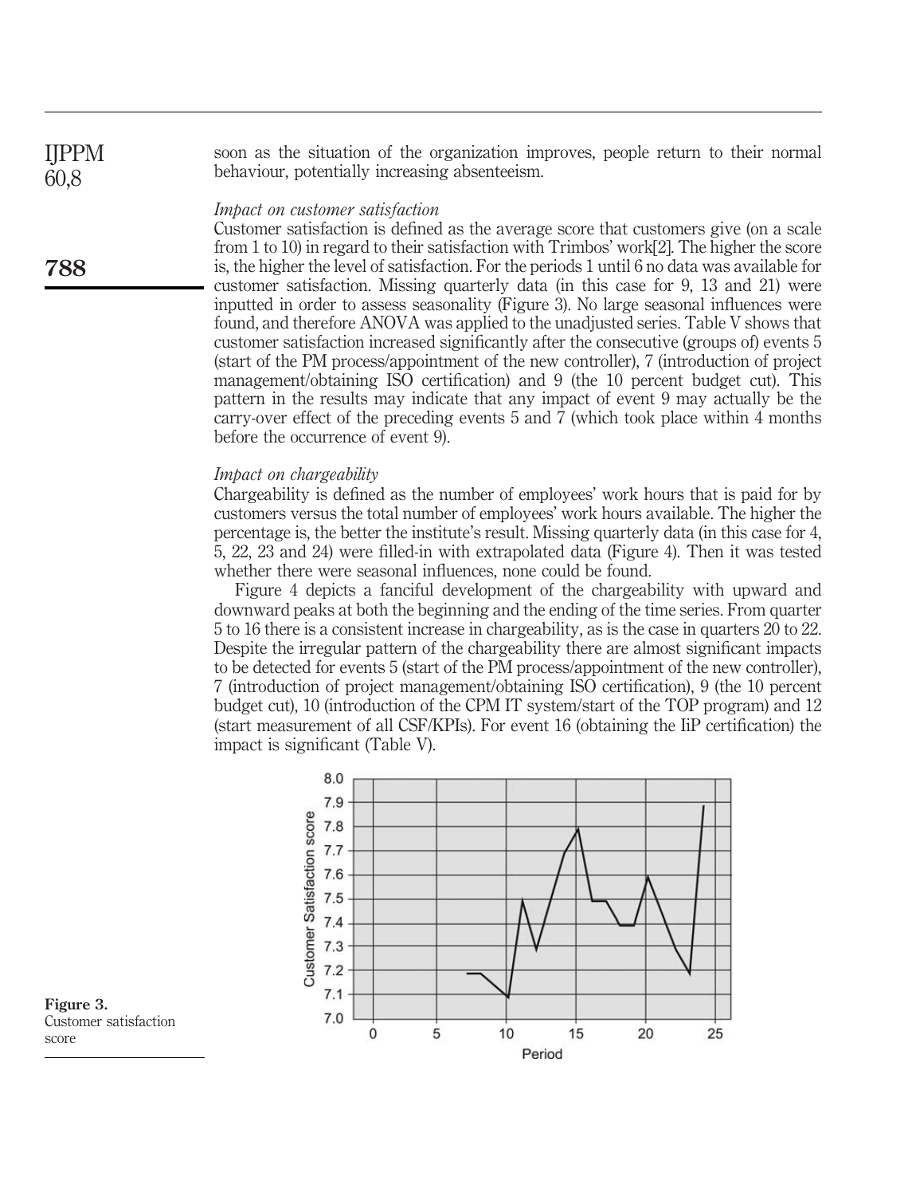soon as the situation of the organization improves, people return to their normal behaviour, potentially increasing absenteeism.

*Impact on customer satisfaction*

Customer satisfaction is defined as the average score that customers give (on a scale from 1 to 10) in regard to their satisfaction with Trimbos' work[2]. The higher the score is, the higher the level of satisfaction. For the periods 1 until 6 no data was available for customer satisfaction. Missing quarterly data (in this case for 9, 13 and 21) were inputted in order to assess seasonality (Figure 3). No large seasonal influences were found, and therefore ANOVA was applied to the unadjusted series. Table V shows that customer satisfaction increased significantly after the consecutive (groups of) events 5 (start of the PM process/appointment of the new controller), 7 (introduction of project management/obtaining ISO certification) and 9 (the 10 percent budget cut). This pattern in the results may indicate that any impact of event 9 may actually be the carry-over effect of the preceding events 5 and 7 (which took place within 4 months before the occurrence of event 9).

*Impact on chargeability*

Chargeability is defined as the number of employees' work hours that is paid for by customers versus the total number of employees' work hours available. The higher the percentage is, the better the institute's result. Missing quarterly data (in this case for 4, 5, 22, 23 and 24) were filled-in with extrapolated data (Figure 4). Then it was tested whether there were seasonal influences, none could be found.

Figure 4 depicts a fanciful development of the chargeability with upward and downward peaks at both the beginning and the ending of the time series. From quarter 5 to 16 there is a consistent increase in chargeability, as is the case in quarters 20 to 22. Despite the irregular pattern of the chargeability there are almost significant impacts to be detected for events 5 (start of the PM process/appointment of the new controller), 7 (introduction of project management/obtaining ISO certification), 9 (the 10 percent budget cut), 10 (introduction of the CPM IT system/start of the TOP program) and 12 (start measurement of all CSF/KPIs). For event 16 (obtaining the IiP certification) the impact is significant (Table V).

**Figure 3.** Customer satisfaction score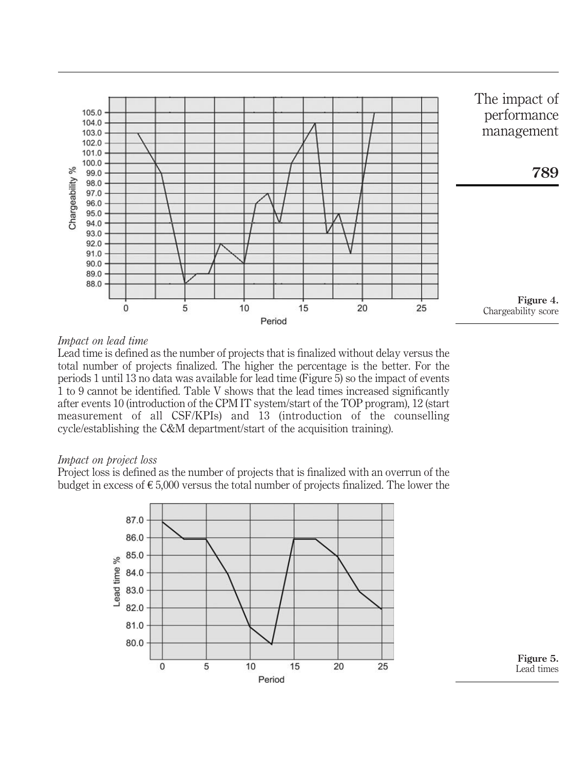Figure 4.
Chargeability score

*Impact on lead time*

Lead time is defined as the number of projects that is finalized without delay versus the total number of projects finalized. The higher the percentage is the better. For the periods 1 until 13 no data was available for lead time (Figure 5) so the impact of events 1 to 9 cannot be identified. Table V shows that the lead times increased significantly after events 10 (introduction of the CPM IT system/start of the TOP program), 12 (start measurement of all CSF/KPIs) and 13 (introduction of the counselling cycle/establishing the C&M department/start of the acquisition training).

*Impact on project loss*

Project loss is defined as the number of projects that is finalized with an overrun of the budget in excess of € 5,000 versus the total number of projects finalized. The lower the

Figure 5.
Lead times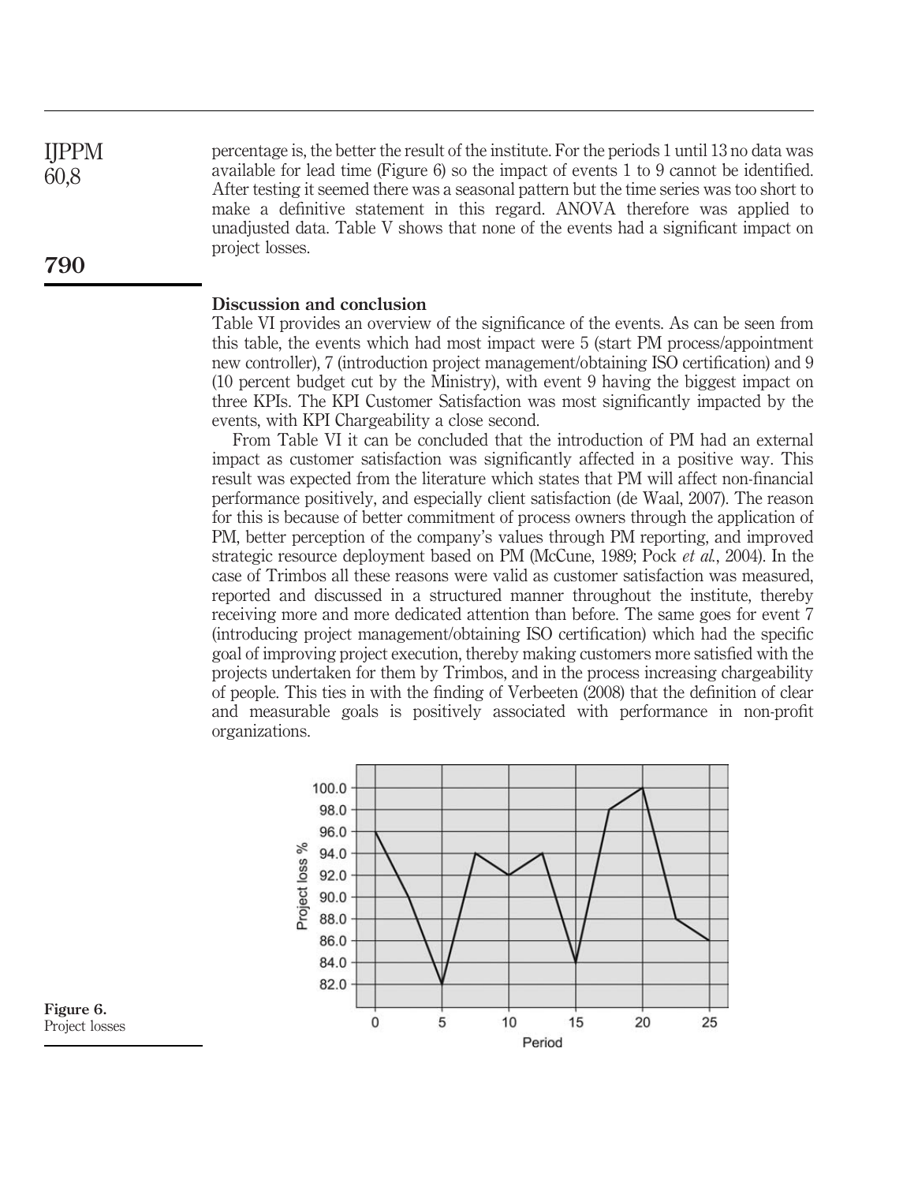percentage is, the better the result of the institute. For the periods 1 until 13 no data was available for lead time (Figure 6) so the impact of events 1 to 9 cannot be identified. After testing it seemed there was a seasonal pattern but the time series was too short to make a definitive statement in this regard. ANOVA therefore was applied to unadjusted data. Table V shows that none of the events had a significant impact on project losses.

## Discussion and conclusion

Table VI provides an overview of the significance of the events. As can be seen from this table, the events which had most impact were 5 (start PM process/appointment new controller), 7 (introduction project management/obtaining ISO certification) and 9 (10 percent budget cut by the Ministry), with event 9 having the biggest impact on three KPIs. The KPI Customer Satisfaction was most significantly impacted by the events, with KPI Chargeability a close second.

From Table VI it can be concluded that the introduction of PM had an external impact as customer satisfaction was significantly affected in a positive way. This result was expected from the literature which states that PM will affect non-financial performance positively, and especially client satisfaction (de Waal, 2007). The reason for this is because of better commitment of process owners through the application of PM, better perception of the company's values through PM reporting, and improved strategic resource deployment based on PM (McCune, 1989; Pock *et al.*, 2004). In the case of Trimbos all these reasons were valid as customer satisfaction was measured, reported and discussed in a structured manner throughout the institute, thereby receiving more and more dedicated attention than before. The same goes for event 7 (introducing project management/obtaining ISO certification) which had the specific goal of improving project execution, thereby making customers more satisfied with the projects undertaken for them by Trimbos, and in the process increasing chargeability of people. This ties in with the finding of Verbeeten (2008) that the definition of clear and measurable goals is positively associated with performance in non-profit organizations.

**Figure 6.** Project losses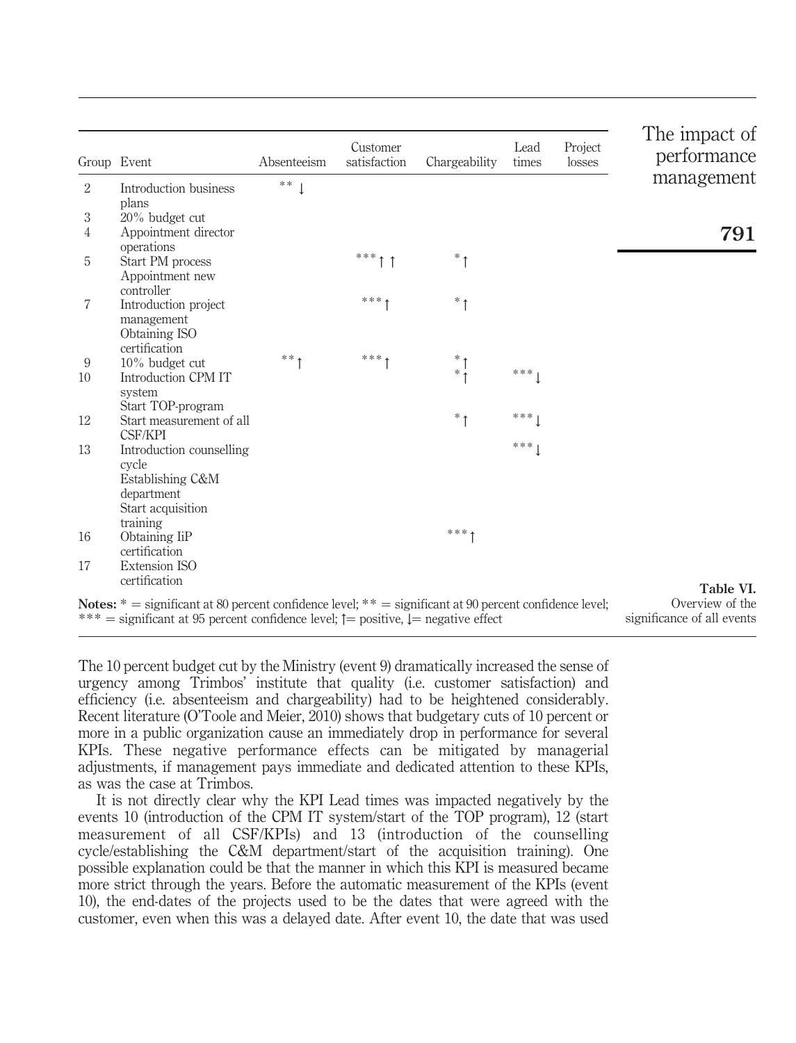| Group | Event | Absenteeism | Customer satisfaction | Chargeability | Lead times | Project losses |
|---|---|---|---|---|---|---|
| 2 | Introduction business plans | ** ↓ | | | | |
| 3 | 20% budget cut | | | | | |
| 4 | Appointment director operations | | | | | |
| 5 | Start PM process<br>Appointment new controller | | *** ↑ ↑ | * ↑ | | |
| 7 | Introduction project management<br>Obtaining ISO certification | | *** ↑ | * ↑ | | |
| 9 | 10% budget cut | ** ↑ | *** ↑ | * ↑ | | |
| 10 | Introduction CPM IT system<br>Start TOP-program | | | * ↑ | *** ↓ | |
| 12 | Start measurement of all CSF/KPI | | | * ↑ | *** ↓ | |
| 13 | Introduction counselling cycle<br>Establishing C&M department<br>Start acquisition training | | | | *** ↓ | |
| 16 | Obtaining IiP certification | | | *** ↑ | | |
| 17 | Extension ISO certification | | | | | |

**Notes:** * = significant at 80 percent confidence level; ** = significant at 90 percent confidence level; *** = significant at 95 percent confidence level; ↑= positive, ↓= negative effect

**Table VI.** Overview of the significance of all events

The 10 percent budget cut by the Ministry (event 9) dramatically increased the sense of urgency among Trimbos' institute that quality (i.e. customer satisfaction) and efficiency (i.e. absenteeism and chargeability) had to be heightened considerably. Recent literature (O'Toole and Meier, 2010) shows that budgetary cuts of 10 percent or more in a public organization cause an immediately drop in performance for several KPIs. These negative performance effects can be mitigated by managerial adjustments, if management pays immediate and dedicated attention to these KPIs, as was the case at Trimbos.

It is not directly clear why the KPI Lead times was impacted negatively by the events 10 (introduction of the CPM IT system/start of the TOP program), 12 (start measurement of all CSF/KPIs) and 13 (introduction of the counselling cycle/establishing the C&M department/start of the acquisition training). One possible explanation could be that the manner in which this KPI is measured became more strict through the years. Before the automatic measurement of the KPIs (event 10), the end-dates of the projects used to be the dates that were agreed with the customer, even when this was a delayed date. After event 10, the date that was used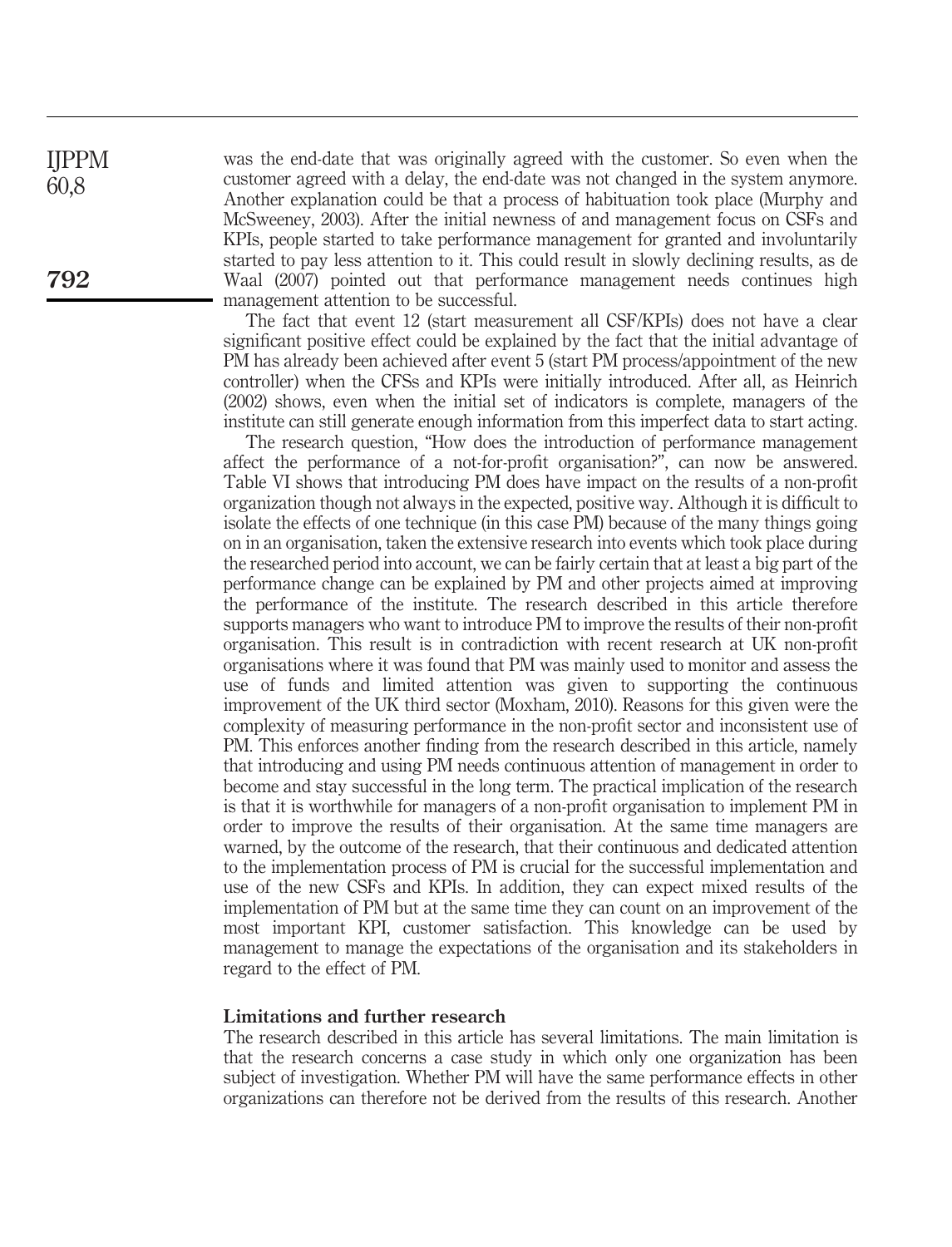was the end-date that was originally agreed with the customer. So even when the customer agreed with a delay, the end-date was not changed in the system anymore. Another explanation could be that a process of habituation took place (Murphy and McSweeney, 2003). After the initial newness of and management focus on CSFs and KPIs, people started to take performance management for granted and involuntarily started to pay less attention to it. This could result in slowly declining results, as de Waal (2007) pointed out that performance management needs continues high management attention to be successful.

The fact that event 12 (start measurement all CSF/KPIs) does not have a clear significant positive effect could be explained by the fact that the initial advantage of PM has already been achieved after event 5 (start PM process/appointment of the new controller) when the CFSs and KPIs were initially introduced. After all, as Heinrich (2002) shows, even when the initial set of indicators is complete, managers of the institute can still generate enough information from this imperfect data to start acting.

The research question, "How does the introduction of performance management affect the performance of a not-for-profit organisation?", can now be answered. Table VI shows that introducing PM does have impact on the results of a non-profit organization though not always in the expected, positive way. Although it is difficult to isolate the effects of one technique (in this case PM) because of the many things going on in an organisation, taken the extensive research into events which took place during the researched period into account, we can be fairly certain that at least a big part of the performance change can be explained by PM and other projects aimed at improving the performance of the institute. The research described in this article therefore supports managers who want to introduce PM to improve the results of their non-profit organisation. This result is in contradiction with recent research at UK non-profit organisations where it was found that PM was mainly used to monitor and assess the use of funds and limited attention was given to supporting the continuous improvement of the UK third sector (Moxham, 2010). Reasons for this given were the complexity of measuring performance in the non-profit sector and inconsistent use of PM. This enforces another finding from the research described in this article, namely that introducing and using PM needs continuous attention of management in order to become and stay successful in the long term. The practical implication of the research is that it is worthwhile for managers of a non-profit organisation to implement PM in order to improve the results of their organisation. At the same time managers are warned, by the outcome of the research, that their continuous and dedicated attention to the implementation process of PM is crucial for the successful implementation and use of the new CSFs and KPIs. In addition, they can expect mixed results of the implementation of PM but at the same time they can count on an improvement of the most important KPI, customer satisfaction. This knowledge can be used by management to manage the expectations of the organisation and its stakeholders in regard to the effect of PM.

## Limitations and further research

The research described in this article has several limitations. The main limitation is that the research concerns a case study in which only one organization has been subject of investigation. Whether PM will have the same performance effects in other organizations can therefore not be derived from the results of this research. Another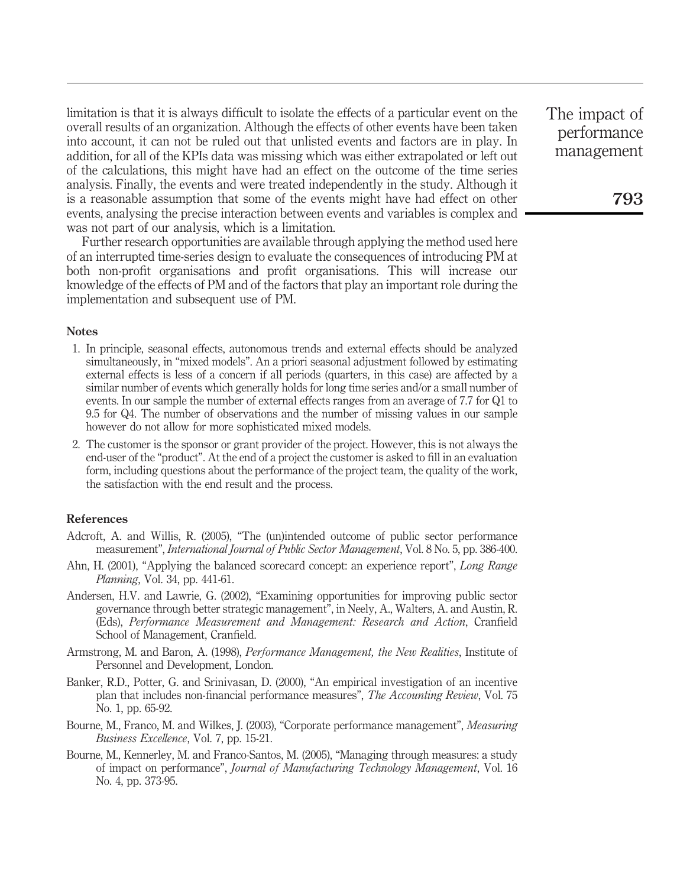limitation is that it is always difficult to isolate the effects of a particular event on the overall results of an organization. Although the effects of other events have been taken into account, it can not be ruled out that unlisted events and factors are in play. In addition, for all of the KPIs data was missing which was either extrapolated or left out of the calculations, this might have had an effect on the outcome of the time series analysis. Finally, the events and were treated independently in the study. Although it is a reasonable assumption that some of the events might have had effect on other events, analysing the precise interaction between events and variables is complex and was not part of our analysis, which is a limitation.

Further research opportunities are available through applying the method used here of an interrupted time-series design to evaluate the consequences of introducing PM at both non-profit organisations and profit organisations. This will increase our knowledge of the effects of PM and of the factors that play an important role during the implementation and subsequent use of PM.

### Notes

1. In principle, seasonal effects, autonomous trends and external effects should be analyzed simultaneously, in "mixed models". An a priori seasonal adjustment followed by estimating external effects is less of a concern if all periods (quarters, in this case) are affected by a similar number of events which generally holds for long time series and/or a small number of events. In our sample the number of external effects ranges from an average of 7.7 for Q1 to 9.5 for Q4. The number of observations and the number of missing values in our sample however do not allow for more sophisticated mixed models.
2. The customer is the sponsor or grant provider of the project. However, this is not always the end-user of the "product". At the end of a project the customer is asked to fill in an evaluation form, including questions about the performance of the project team, the quality of the work, the satisfaction with the end result and the process.

### References

Adcroft, A. and Willis, R. (2005), "The (un)intended outcome of public sector performance measurement", *International Journal of Public Sector Management*, Vol. 8 No. 5, pp. 386-400.

Ahn, H. (2001), "Applying the balanced scorecard concept: an experience report", *Long Range Planning*, Vol. 34, pp. 441-61.

Andersen, H.V. and Lawrie, G. (2002), "Examining opportunities for improving public sector governance through better strategic management", in Neely, A., Walters, A. and Austin, R. (Eds), *Performance Measurement and Management: Research and Action*, Cranfield School of Management, Cranfield.

Armstrong, M. and Baron, A. (1998), *Performance Management, the New Realities*, Institute of Personnel and Development, London.

Banker, R.D., Potter, G. and Srinivasan, D. (2000), "An empirical investigation of an incentive plan that includes non-financial performance measures", *The Accounting Review*, Vol. 75 No. 1, pp. 65-92.

Bourne, M., Franco, M. and Wilkes, J. (2003), "Corporate performance management", *Measuring Business Excellence*, Vol. 7, pp. 15-21.

Bourne, M., Kennerley, M. and Franco-Santos, M. (2005), "Managing through measures: a study of impact on performance", *Journal of Manufacturing Technology Management*, Vol. 16 No. 4, pp. 373-95.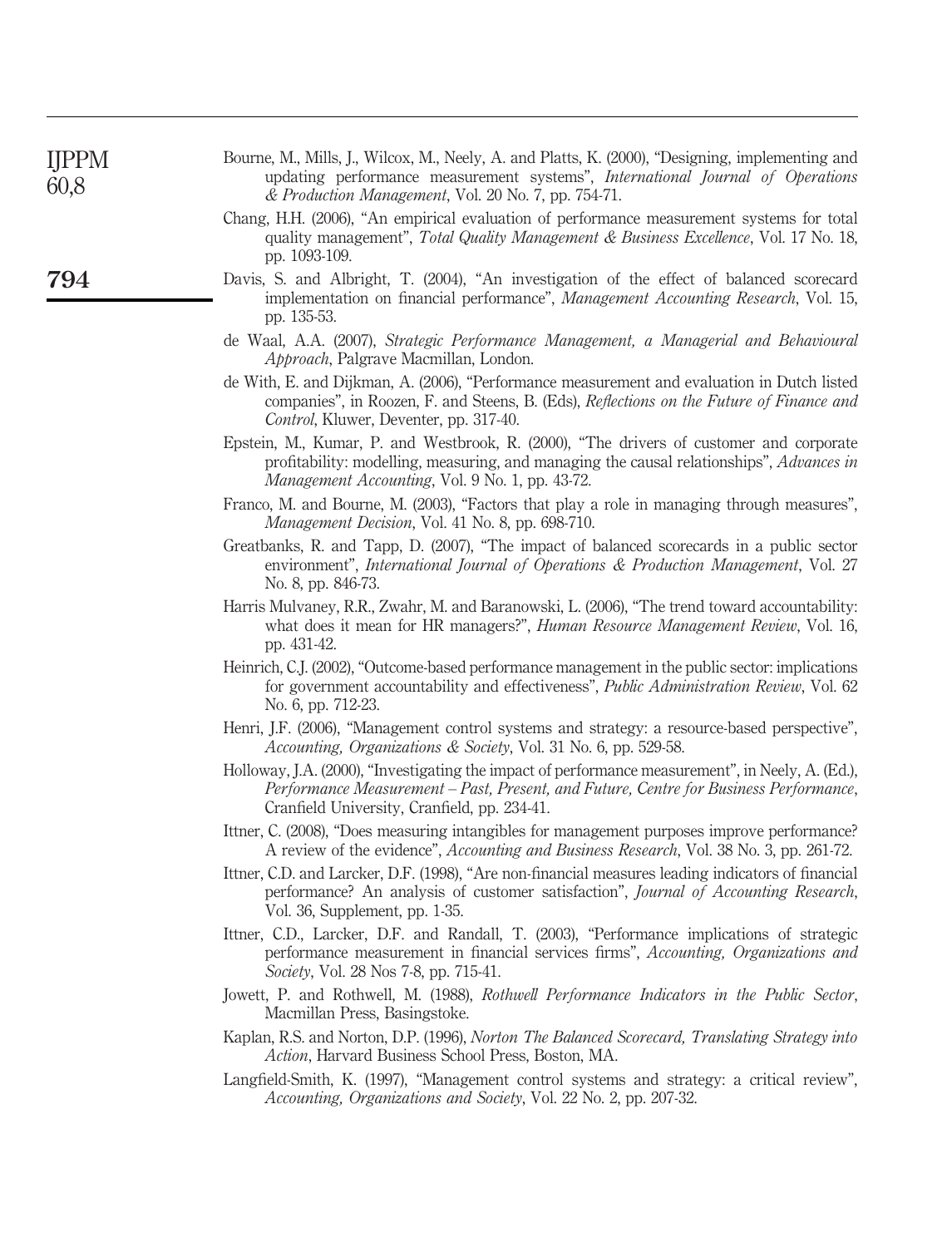Bourne, M., Mills, J., Wilcox, M., Neely, A. and Platts, K. (2000), "Designing, implementing and updating performance measurement systems", *International Journal of Operations & Production Management*, Vol. 20 No. 7, pp. 754-71.

Chang, H.H. (2006), "An empirical evaluation of performance measurement systems for total quality management", *Total Quality Management & Business Excellence*, Vol. 17 No. 18, pp. 1093-109.

Davis, S. and Albright, T. (2004), "An investigation of the effect of balanced scorecard implementation on financial performance", *Management Accounting Research*, Vol. 15, pp. 135-53.

de Waal, A.A. (2007), *Strategic Performance Management, a Managerial and Behavioural Approach*, Palgrave Macmillan, London.

de With, E. and Dijkman, A. (2006), "Performance measurement and evaluation in Dutch listed companies", in Roozen, F. and Steens, B. (Eds), *Reflections on the Future of Finance and Control*, Kluwer, Deventer, pp. 317-40.

Epstein, M., Kumar, P. and Westbrook, R. (2000), "The drivers of customer and corporate profitability: modelling, measuring, and managing the causal relationships", *Advances in Management Accounting*, Vol. 9 No. 1, pp. 43-72.

Franco, M. and Bourne, M. (2003), "Factors that play a role in managing through measures", *Management Decision*, Vol. 41 No. 8, pp. 698-710.

Greatbanks, R. and Tapp, D. (2007), "The impact of balanced scorecards in a public sector environment", *International Journal of Operations & Production Management*, Vol. 27 No. 8, pp. 846-73.

Harris Mulvaney, R.R., Zwahr, M. and Baranowski, L. (2006), "The trend toward accountability: what does it mean for HR managers?", *Human Resource Management Review*, Vol. 16, pp. 431-42.

Heinrich, C.J. (2002), "Outcome-based performance management in the public sector: implications for government accountability and effectiveness", *Public Administration Review*, Vol. 62 No. 6, pp. 712-23.

Henri, J.F. (2006), "Management control systems and strategy: a resource-based perspective", *Accounting, Organizations & Society*, Vol. 31 No. 6, pp. 529-58.

Holloway, J.A. (2000), "Investigating the impact of performance measurement", in Neely, A. (Ed.), *Performance Measurement – Past, Present, and Future, Centre for Business Performance*, Cranfield University, Cranfield, pp. 234-41.

Ittner, C. (2008), "Does measuring intangibles for management purposes improve performance? A review of the evidence", *Accounting and Business Research*, Vol. 38 No. 3, pp. 261-72.

Ittner, C.D. and Larcker, D.F. (1998), "Are non-financial measures leading indicators of financial performance? An analysis of customer satisfaction", *Journal of Accounting Research*, Vol. 36, Supplement, pp. 1-35.

Ittner, C.D., Larcker, D.F. and Randall, T. (2003), "Performance implications of strategic performance measurement in financial services firms", *Accounting, Organizations and Society*, Vol. 28 Nos 7-8, pp. 715-41.

Jowett, P. and Rothwell, M. (1988), *Rothwell Performance Indicators in the Public Sector*, Macmillan Press, Basingstoke.

Kaplan, R.S. and Norton, D.P. (1996), *Norton The Balanced Scorecard, Translating Strategy into Action*, Harvard Business School Press, Boston, MA.

Langfield-Smith, K. (1997), "Management control systems and strategy: a critical review", *Accounting, Organizations and Society*, Vol. 22 No. 2, pp. 207-32.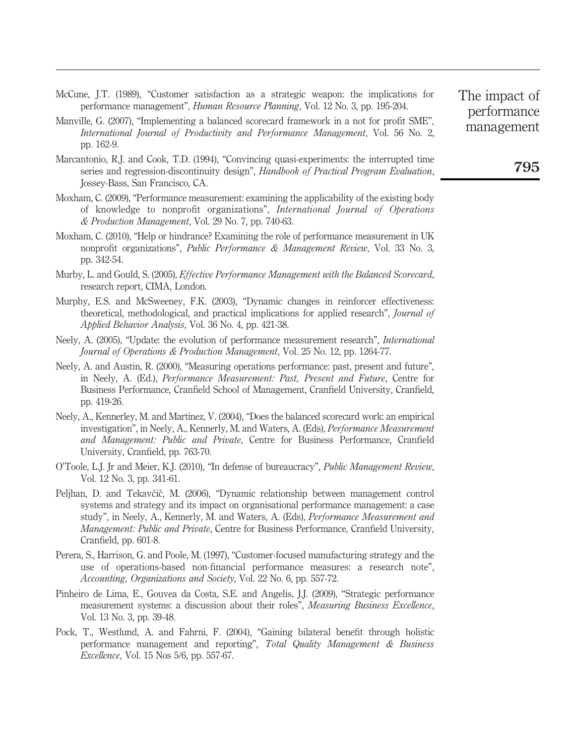McCune, J.T. (1989), "Customer satisfaction as a strategic weapon: the implications for performance management", *Human Resource Planning*, Vol. 12 No. 3, pp. 195-204.

Manville, G. (2007), "Implementing a balanced scorecard framework in a not for profit SME", *International Journal of Productivity and Performance Management*, Vol. 56 No. 2, pp. 162-9.

Marcantonio, R.J. and Cook, T.D. (1994), "Convincing quasi-experiments: the interrupted time series and regression-discontinuity design", *Handbook of Practical Program Evaluation*, Jossey-Bass, San Francisco, CA.

Moxham, C. (2009), "Performance measurement: examining the applicability of the existing body of knowledge to nonprofit organizations", *International Journal of Operations & Production Management*, Vol. 29 No. 7, pp. 740-63.

Moxham, C. (2010), "Help or hindrance? Examining the role of performance measurement in UK nonprofit organizations", *Public Performance & Management Review*, Vol. 33 No. 3, pp. 342-54.

Murby, L. and Gould, S. (2005), *Effective Performance Management with the Balanced Scorecard*, research report, CIMA, London.

Murphy, E.S. and McSweeney, F.K. (2003), "Dynamic changes in reinforcer effectiveness: theoretical, methodological, and practical implications for applied research", *Journal of Applied Behavior Analysis*, Vol. 36 No. 4, pp. 421-38.

Neely, A. (2005), "Update: the evolution of performance measurement research", *International Journal of Operations & Production Management*, Vol. 25 No. 12, pp. 1264-77.

Neely, A. and Austin, R. (2000), "Measuring operations performance: past, present and future", in Neely, A. (Ed.), *Performance Measurement: Past, Present and Future*, Centre for Business Performance, Cranfield School of Management, Cranfield University, Cranfield, pp. 419-26.

Neely, A., Kennerley, M. and Martinez, V. (2004), "Does the balanced scorecard work: an empirical investigation", in Neely, A., Kennerly, M. and Waters, A. (Eds), *Performance Measurement and Management: Public and Private*, Centre for Business Performance, Cranfield University, Cranfield, pp. 763-70.

O'Toole, L.J. Jr and Meier, K.J. (2010), "In defense of bureaucracy", *Public Management Review*, Vol. 12 No. 3, pp. 341-61.

Peljhan, D. and Tekavčič, M. (2006), "Dynamic relationship between management control systems and strategy and its impact on organisational performance management: a case study", in Neely, A., Kennerly, M. and Waters, A. (Eds), *Performance Measurement and Management: Public and Private*, Centre for Business Performance, Cranfield University, Cranfield, pp. 601-8.

Perera, S., Harrison, G. and Poole, M. (1997), "Customer-focused manufacturing strategy and the use of operations-based non-financial performance measures: a research note", *Accounting, Organizations and Society*, Vol. 22 No. 6, pp. 557-72.

Pinheiro de Lima, E., Gouvea da Costa, S.E. and Angelis, J.J. (2009), "Strategic performance measurement systems: a discussion about their roles", *Measuring Business Excellence*, Vol. 13 No. 3, pp. 39-48.

Pock, T., Westlund, A. and Fahrni, F. (2004), "Gaining bilateral benefit through holistic performance management and reporting", *Total Quality Management & Business Excellence*, Vol. 15 Nos 5/6, pp. 557-67.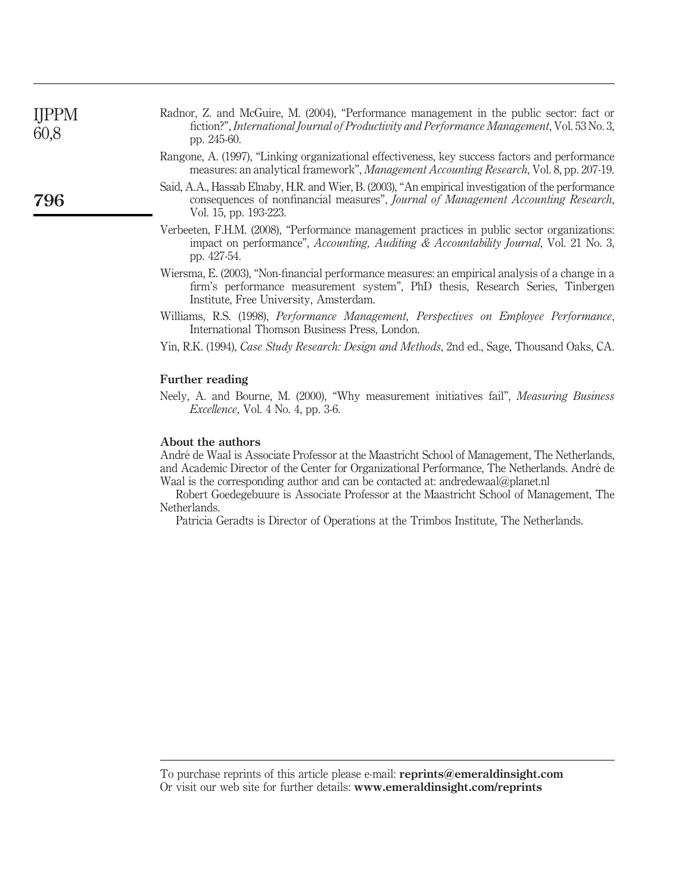Radnor, Z. and McGuire, M. (2004), "Performance management in the public sector: fact or fiction?", *International Journal of Productivity and Performance Management*, Vol. 53 No. 3, pp. 245-60.

Rangone, A. (1997), "Linking organizational effectiveness, key success factors and performance measures: an analytical framework", *Management Accounting Research*, Vol. 8, pp. 207-19.

Said, A.A., Hassab Elnaby, H.R. and Wier, B. (2003), "An empirical investigation of the performance consequences of nonfinancial measures", *Journal of Management Accounting Research*, Vol. 15, pp. 193-223.

Verbeeten, F.H.M. (2008), "Performance management practices in public sector organizations: impact on performance", *Accounting, Auditing & Accountability Journal*, Vol. 21 No. 3, pp. 427-54.

Wiersma, E. (2003), "Non-financial performance measures: an empirical analysis of a change in a firm's performance measurement system", PhD thesis, Research Series, Tinbergen Institute, Free University, Amsterdam.

Williams, R.S. (1998), *Performance Management, Perspectives on Employee Performance*, International Thomson Business Press, London.

Yin, R.K. (1994), *Case Study Research: Design and Methods*, 2nd ed., Sage, Thousand Oaks, CA.

### Further reading

Neely, A. and Bourne, M. (2000), "Why measurement initiatives fail", *Measuring Business Excellence*, Vol. 4 No. 4, pp. 3-6.

### About the authors

André de Waal is Associate Professor at the Maastricht School of Management, The Netherlands, and Academic Director of the Center for Organizational Performance, The Netherlands. André de Waal is the corresponding author and can be contacted at: andredewaal@planet.nl

Robert Goedegebuure is Associate Professor at the Maastricht School of Management, The Netherlands.

Patricia Geradts is Director of Operations at the Trimbos Institute, The Netherlands.

To purchase reprints of this article please e-mail: **reprints@emeraldinsight.com**
Or visit our web site for further details: **www.emeraldinsight.com/reprints**